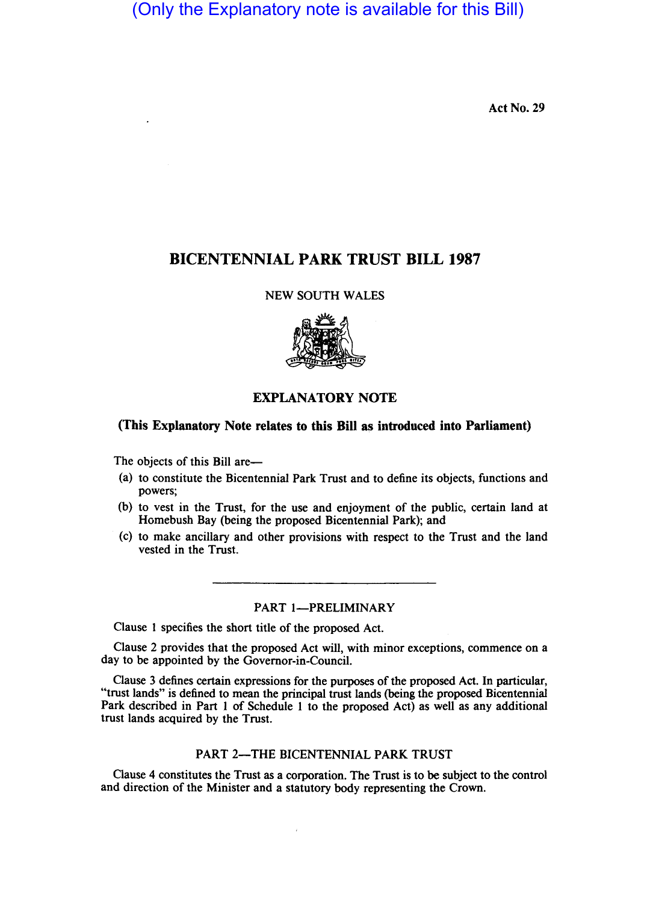(Only the Explanatory note is available for this Bill)

Act No. 29

# BICENTENNIAL PARK TRUST BILL 1987

NEW SOUTH WALES

## EXPLANATORY NOTE

**(This Explanatory Note relates to this Bill as introduced into Parliament)**

The objects of this Bill are—

(a) to constitute the Bicentennial Park Trust and to define its objects, functions and powers;

(b) to vest in the Trust, for the use and enjoyment of the public, certain land at Homebush Bay (being the proposed Bicentennial Park); and

(c) to make ancillary and other provisions with respect to the Trust and the land vested in the Trust.

---

### PART 1—PRELIMINARY

Clause 1 specifies the short title of the proposed Act.

Clause 2 provides that the proposed Act will, with minor exceptions, commence on a day to be appointed by the Governor-in-Council.

Clause 3 defines certain expressions for the purposes of the proposed Act. In particular, "trust lands" is defined to mean the principal trust lands (being the proposed Bicentennial Park described in Part 1 of Schedule 1 to the proposed Act) as well as any additional trust lands acquired by the Trust.

### PART 2—THE BICENTENNIAL PARK TRUST

Clause 4 constitutes the Trust as a corporation. The Trust is to be subject to the control and direction of the Minister and a statutory body representing the Crown.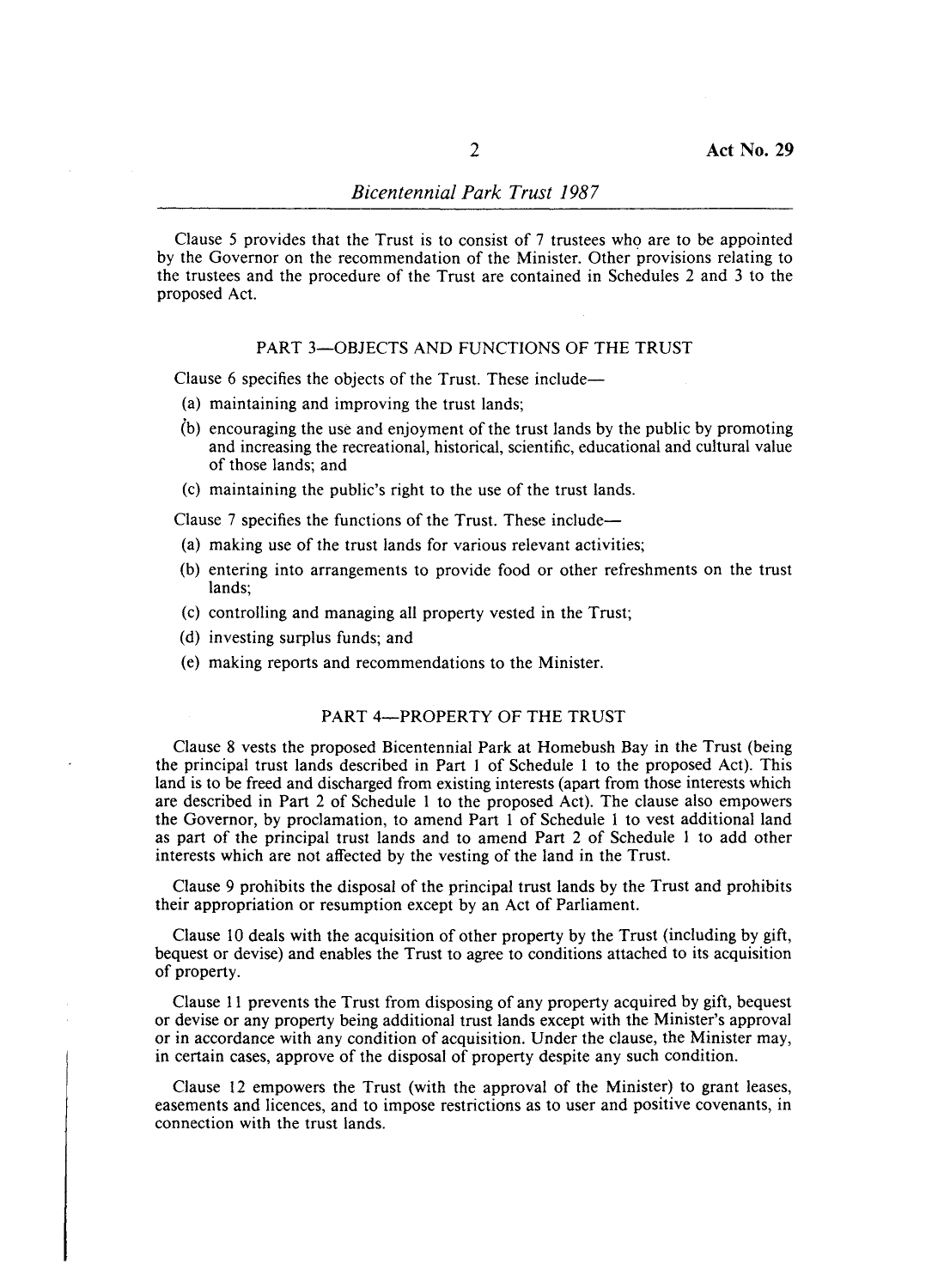Clause 5 provides that the Trust is to consist of 7 trustees who are to be appointed by the Governor on the recommendation of the Minister. Other provisions relating to the trustees and the procedure of the Trust are contained in Schedules 2 and 3 to the proposed Act.

## PART 3—OBJECTS AND FUNCTIONS OF THE TRUST

Clause 6 specifies the objects of the Trust. These include—

(a) maintaining and improving the trust lands;

(b) encouraging the use and enjoyment of the trust lands by the public by promoting and increasing the recreational, historical, scientific, educational and cultural value of those lands; and

(c) maintaining the public's right to the use of the trust lands.

Clause 7 specifies the functions of the Trust. These include—

(a) making use of the trust lands for various relevant activities;

(b) entering into arrangements to provide food or other refreshments on the trust lands;

(c) controlling and managing all property vested in the Trust;

(d) investing surplus funds; and

(e) making reports and recommendations to the Minister.

## PART 4—PROPERTY OF THE TRUST

Clause 8 vests the proposed Bicentennial Park at Homebush Bay in the Trust (being the principal trust lands described in Part 1 of Schedule 1 to the proposed Act). This land is to be freed and discharged from existing interests (apart from those interests which are described in Part 2 of Schedule 1 to the proposed Act). The clause also empowers the Governor, by proclamation, to amend Part 1 of Schedule 1 to vest additional land as part of the principal trust lands and to amend Part 2 of Schedule 1 to add other interests which are not affected by the vesting of the land in the Trust.

Clause 9 prohibits the disposal of the principal trust lands by the Trust and prohibits their appropriation or resumption except by an Act of Parliament.

Clause 10 deals with the acquisition of other property by the Trust (including by gift, bequest or devise) and enables the Trust to agree to conditions attached to its acquisition of property.

Clause 11 prevents the Trust from disposing of any property acquired by gift, bequest or devise or any property being additional trust lands except with the Minister's approval or in accordance with any condition of acquisition. Under the clause, the Minister may, in certain cases, approve of the disposal of property despite any such condition.

Clause 12 empowers the Trust (with the approval of the Minister) to grant leases, easements and licences, and to impose restrictions as to user and positive covenants, in connection with the trust lands.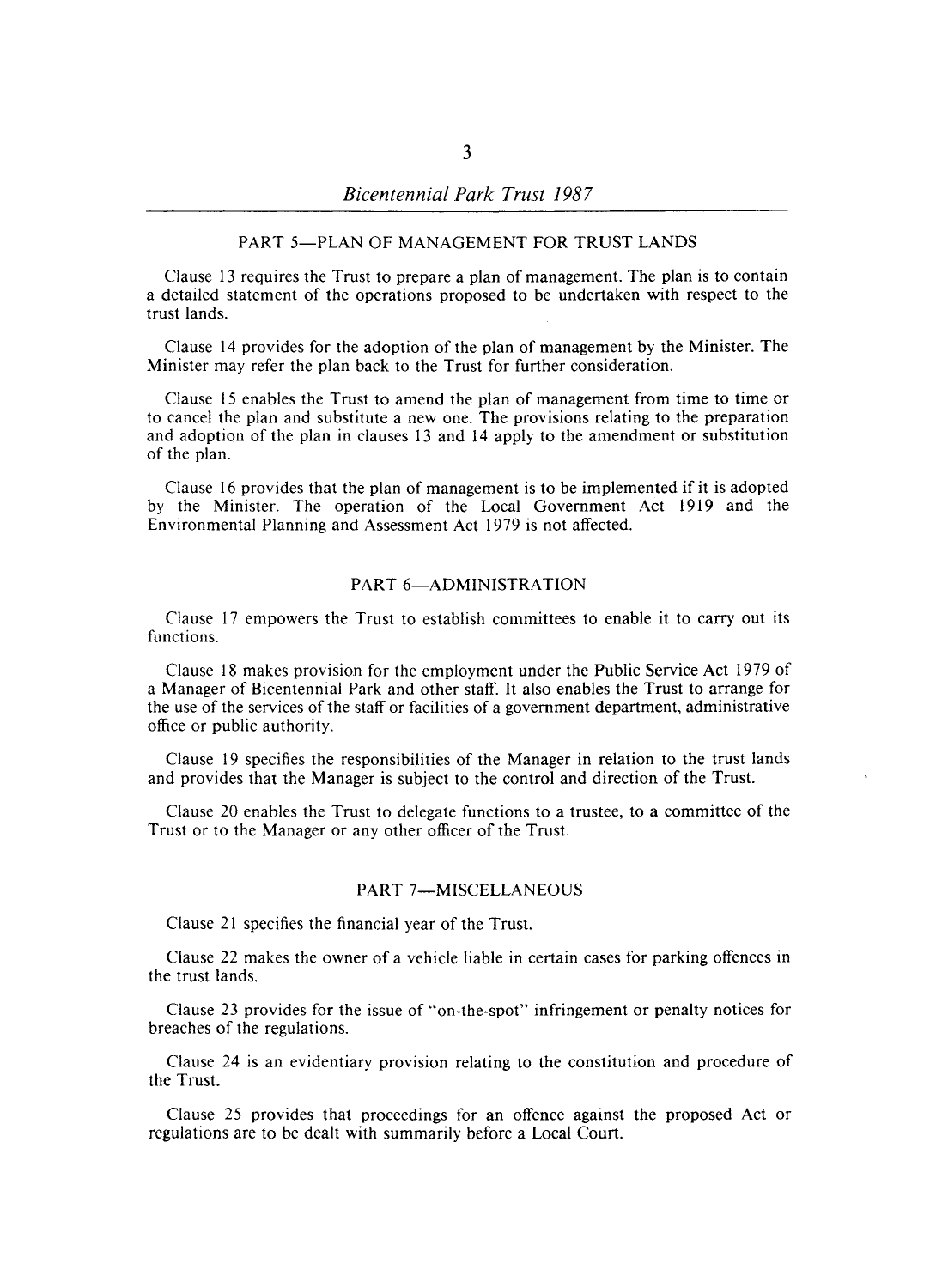## PART 5—PLAN OF MANAGEMENT FOR TRUST LANDS

Clause 13 requires the Trust to prepare a plan of management. The plan is to contain a detailed statement of the operations proposed to be undertaken with respect to the trust lands.

Clause 14 provides for the adoption of the plan of management by the Minister. The Minister may refer the plan back to the Trust for further consideration.

Clause 15 enables the Trust to amend the plan of management from time to time or to cancel the plan and substitute a new one. The provisions relating to the preparation and adoption of the plan in clauses 13 and 14 apply to the amendment or substitution of the plan.

Clause 16 provides that the plan of management is to be implemented if it is adopted by the Minister. The operation of the Local Government Act 1919 and the Environmental Planning and Assessment Act 1979 is not affected.

## PART 6—ADMINISTRATION

Clause 17 empowers the Trust to establish committees to enable it to carry out its functions.

Clause 18 makes provision for the employment under the Public Service Act 1979 of a Manager of Bicentennial Park and other staff. It also enables the Trust to arrange for the use of the services of the staff or facilities of a government department, administrative office or public authority.

Clause 19 specifies the responsibilities of the Manager in relation to the trust lands and provides that the Manager is subject to the control and direction of the Trust.

Clause 20 enables the Trust to delegate functions to a trustee, to a committee of the Trust or to the Manager or any other officer of the Trust.

## PART 7—MISCELLANEOUS

Clause 21 specifies the financial year of the Trust.

Clause 22 makes the owner of a vehicle liable in certain cases for parking offences in the trust lands.

Clause 23 provides for the issue of "on-the-spot" infringement or penalty notices for breaches of the regulations.

Clause 24 is an evidentiary provision relating to the constitution and procedure of the Trust.

Clause 25 provides that proceedings for an offence against the proposed Act or regulations are to be dealt with summarily before a Local Court.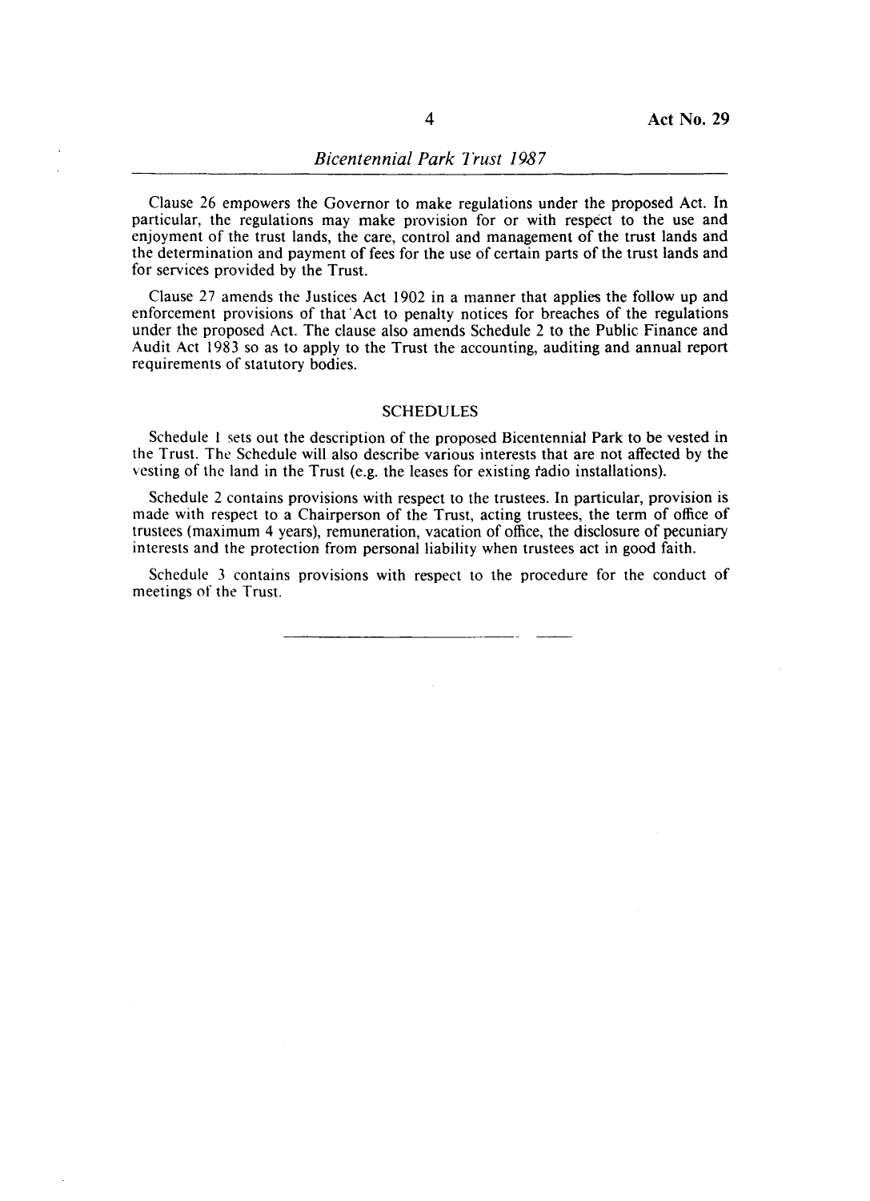Clause 26 empowers the Governor to make regulations under the proposed Act. In particular, the regulations may make provision for or with respect to the use and enjoyment of the trust lands, the care, control and management of the trust lands and the determination and payment of fees for the use of certain parts of the trust lands and for services provided by the Trust.

Clause 27 amends the Justices Act 1902 in a manner that applies the follow up and enforcement provisions of that Act to penalty notices for breaches of the regulations under the proposed Act. The clause also amends Schedule 2 to the Public Finance and Audit Act 1983 so as to apply to the Trust the accounting, auditing and annual report requirements of statutory bodies.

## SCHEDULES

Schedule 1 sets out the description of the proposed Bicentennial Park to be vested in the Trust. The Schedule will also describe various interests that are not affected by the vesting of the land in the Trust (e.g. the leases for existing radio installations).

Schedule 2 contains provisions with respect to the trustees. In particular, provision is made with respect to a Chairperson of the Trust, acting trustees, the term of office of trustees (maximum 4 years), remuneration, vacation of office, the disclosure of pecuniary interests and the protection from personal liability when trustees act in good faith.

Schedule 3 contains provisions with respect to the procedure for the conduct of meetings of the Trust.